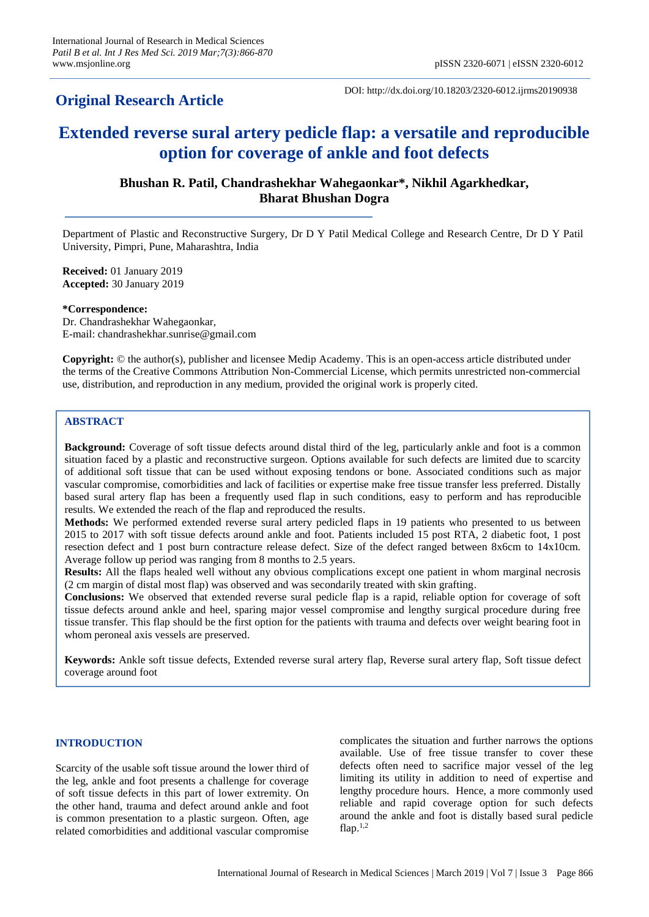**Original Research Article**

DOI: http://dx.doi.org/10.18203/2320-6012.ijrms20190938

# Extended reverse sural artery pedicle flap: a versatile and reproducible option for coverage of ankle and foot defects

**Bhushan R. Patil, Chandrashekhar Wahegaonkar\*, Nikhil Agarkhedkar, Bharat Bhushan Dogra**

Department of Plastic and Reconstructive Surgery, Dr D Y Patil Medical College and Research Centre, Dr D Y Patil University, Pimpri, Pune, Maharashtra, India

**Received:** 01 January 2019
**Accepted:** 30 January 2019

**\*Correspondence:**
Dr. Chandrashekhar Wahegaonkar,
E-mail: chandrashekhar.sunrise@gmail.com

**Copyright:** © the author(s), publisher and licensee Medip Academy. This is an open-access article distributed under the terms of the Creative Commons Attribution Non-Commercial License, which permits unrestricted non-commercial use, distribution, and reproduction in any medium, provided the original work is properly cited.

## ABSTRACT

**Background:** Coverage of soft tissue defects around distal third of the leg, particularly ankle and foot is a common situation faced by a plastic and reconstructive surgeon. Options available for such defects are limited due to scarcity of additional soft tissue that can be used without exposing tendons or bone. Associated conditions such as major vascular compromise, comorbidities and lack of facilities or expertise make free tissue transfer less preferred. Distally based sural artery flap has been a frequently used flap in such conditions, easy to perform and has reproducible results. We extended the reach of the flap and reproduced the results.

**Methods:** We performed extended reverse sural artery pedicled flaps in 19 patients who presented to us between 2015 to 2017 with soft tissue defects around ankle and foot. Patients included 15 post RTA, 2 diabetic foot, 1 post resection defect and 1 post burn contracture release defect. Size of the defect ranged between 8x6cm to 14x10cm. Average follow up period was ranging from 8 months to 2.5 years.

**Results:** All the flaps healed well without any obvious complications except one patient in whom marginal necrosis (2 cm margin of distal most flap) was observed and was secondarily treated with skin grafting.

**Conclusions:** We observed that extended reverse sural pedicle flap is a rapid, reliable option for coverage of soft tissue defects around ankle and heel, sparing major vessel compromise and lengthy surgical procedure during free tissue transfer. This flap should be the first option for the patients with trauma and defects over weight bearing foot in whom peroneal axis vessels are preserved.

**Keywords:** Ankle soft tissue defects, Extended reverse sural artery flap, Reverse sural artery flap, Soft tissue defect coverage around foot

## INTRODUCTION

Scarcity of the usable soft tissue around the lower third of the leg, ankle and foot presents a challenge for coverage of soft tissue defects in this part of lower extremity. On the other hand, trauma and defect around ankle and foot is common presentation to a plastic surgeon. Often, age related comorbidities and additional vascular compromise complicates the situation and further narrows the options available. Use of free tissue transfer to cover these defects often need to sacrifice major vessel of the leg limiting its utility in addition to need of expertise and lengthy procedure hours. Hence, a more commonly used reliable and rapid coverage option for such defects around the ankle and foot is distally based sural pedicle flap.[1,2]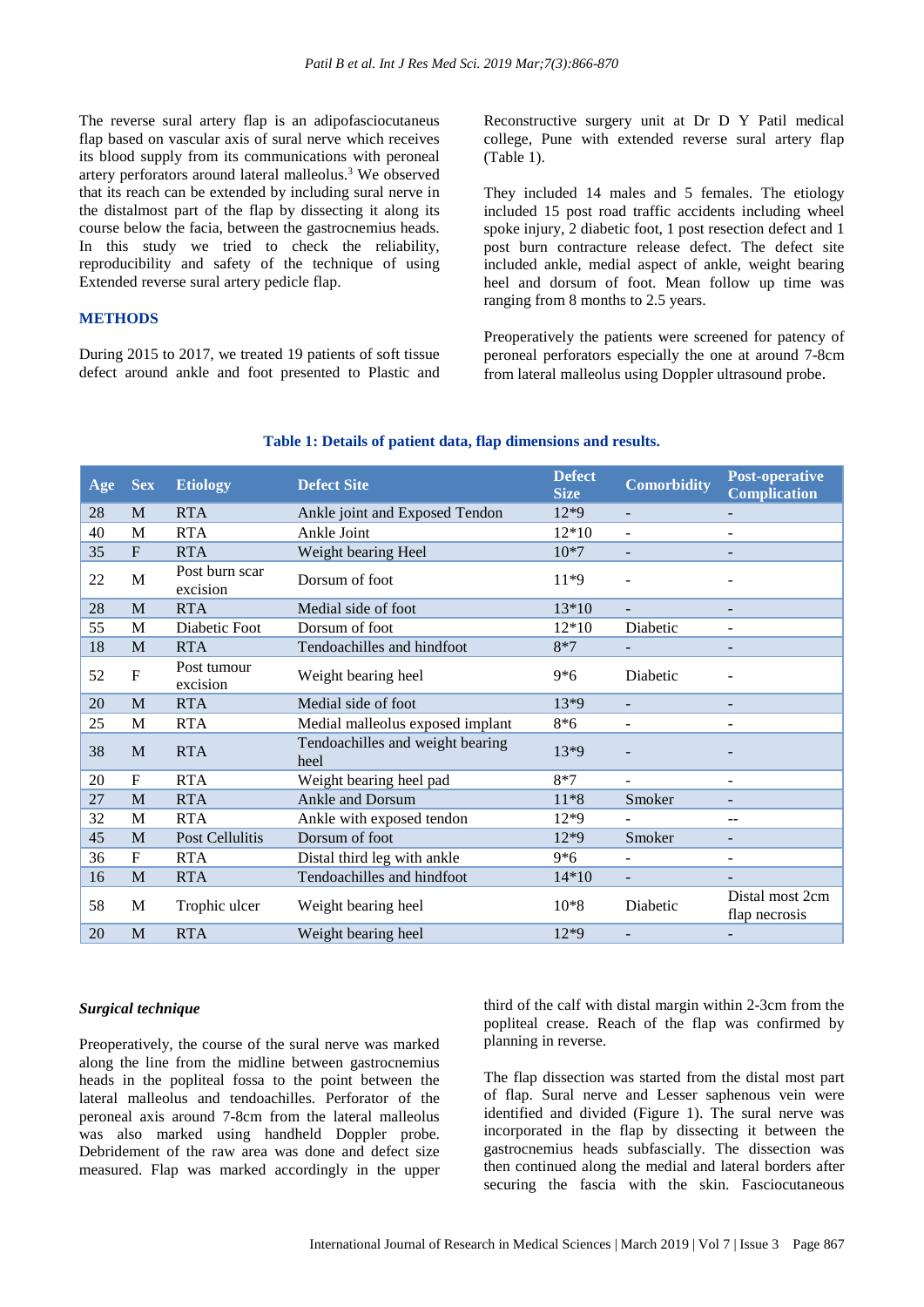The reverse sural artery flap is an adipofasciocutaneus flap based on vascular axis of sural nerve which receives its blood supply from its communications with peroneal artery perforators around lateral malleolus.[3] We observed that its reach can be extended by including sural nerve in the distalmost part of the flap by dissecting it along its course below the facia, between the gastrocnemius heads. In this study we tried to check the reliability, reproducibility and safety of the technique of using Extended reverse sural artery pedicle flap.

## METHODS

During 2015 to 2017, we treated 19 patients of soft tissue defect around ankle and foot presented to Plastic and Reconstructive surgery unit at Dr D Y Patil medical college, Pune with extended reverse sural artery flap (Table 1).

They included 14 males and 5 females. The etiology included 15 post road traffic accidents including wheel spoke injury, 2 diabetic foot, 1 post resection defect and 1 post burn contracture release defect. The defect site included ankle, medial aspect of ankle, weight bearing heel and dorsum of foot. Mean follow up time was ranging from 8 months to 2.5 years.

Preoperatively the patients were screened for patency of peroneal perforators especially the one at around 7-8cm from lateral malleolus using Doppler ultrasound probe.

**Table 1: Details of patient data, flap dimensions and results.**

| Age | Sex | Etiology | Defect Site | Defect Size | Comorbidity | Post-operative Complication |
|---|---|---|---|---|---|---|
| 28 | M | RTA | Ankle joint and Exposed Tendon | 12*9 | - | - |
| 40 | M | RTA | Ankle Joint | 12*10 | - | - |
| 35 | F | RTA | Weight bearing Heel | 10*7 | - | - |
| 22 | M | Post burn scar excision | Dorsum of foot | 11*9 | - | - |
| 28 | M | RTA | Medial side of foot | 13*10 | - | - |
| 55 | M | Diabetic Foot | Dorsum of foot | 12*10 | Diabetic | - |
| 18 | M | RTA | Tendoachilles and hindfoot | 8*7 | - | - |
| 52 | F | Post tumour excision | Weight bearing heel | 9*6 | Diabetic | - |
| 20 | M | RTA | Medial side of foot | 13*9 | - | - |
| 25 | M | RTA | Medial malleolus exposed implant | 8*6 | - | - |
| 38 | M | RTA | Tendoachilles and weight bearing heel | 13*9 | - | - |
| 20 | F | RTA | Weight bearing heel pad | 8*7 | - | - |
| 27 | M | RTA | Ankle and Dorsum | 11*8 | Smoker | - |
| 32 | M | RTA | Ankle with exposed tendon | 12*9 | - | -- |
| 45 | M | Post Cellulitis | Dorsum of foot | 12*9 | Smoker | - |
| 36 | F | RTA | Distal third leg with ankle | 9*6 | - | - |
| 16 | M | RTA | Tendoachilles and hindfoot | 14*10 | - | - |
| 58 | M | Trophic ulcer | Weight bearing heel | 10*8 | Diabetic | Distal most 2cm flap necrosis |
| 20 | M | RTA | Weight bearing heel | 12*9 | - | - |

### *Surgical technique*

Preoperatively, the course of the sural nerve was marked along the line from the midline between gastrocnemius heads in the popliteal fossa to the point between the lateral malleolus and tendoachilles. Perforator of the peroneal axis around 7-8cm from the lateral malleolus was also marked using handheld Doppler probe. Debridement of the raw area was done and defect size measured. Flap was marked accordingly in the upper third of the calf with distal margin within 2-3cm from the popliteal crease. Reach of the flap was confirmed by planning in reverse.

The flap dissection was started from the distal most part of flap. Sural nerve and Lesser saphenous vein were identified and divided (Figure 1). The sural nerve was incorporated in the flap by dissecting it between the gastrocnemius heads subfascially. The dissection was then continued along the medial and lateral borders after securing the fascia with the skin. Fasciocutaneous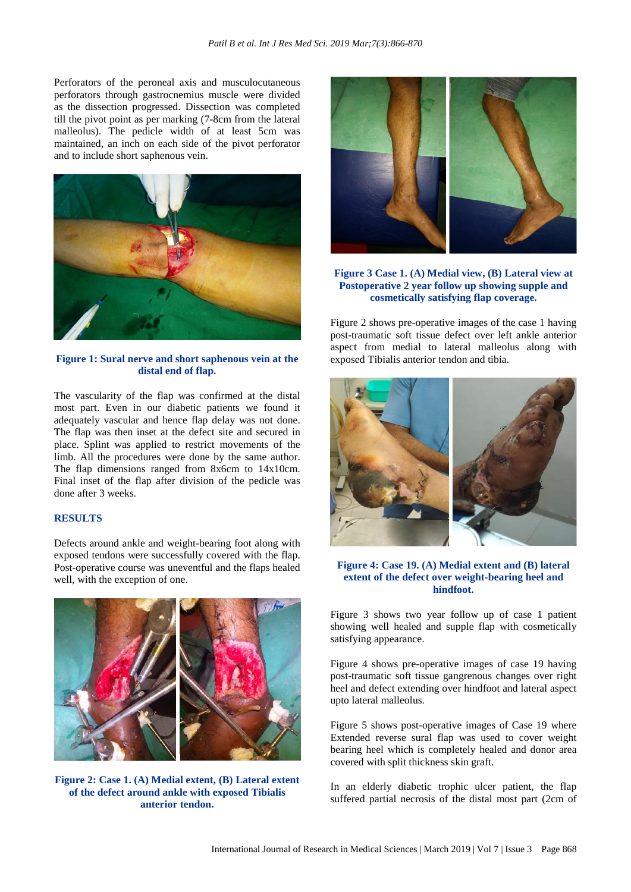Perforators of the peroneal axis and musculocutaneous perforators through gastrocnemius muscle were divided as the dissection progressed. Dissection was completed till the pivot point as per marking (7-8cm from the lateral malleolus). The pedicle width of at least 5cm was maintained, an inch on each side of the pivot perforator and to include short saphenous vein.

**Figure 1: Sural nerve and short saphenous vein at the distal end of flap.**

The vascularity of the flap was confirmed at the distal most part. Even in our diabetic patients we found it adequately vascular and hence flap delay was not done. The flap was then inset at the defect site and secured in place. Splint was applied to restrict movements of the limb. All the procedures were done by the same author. The flap dimensions ranged from 8x6cm to 14x10cm. Final inset of the flap after division of the pedicle was done after 3 weeks.

## RESULTS

Defects around ankle and weight-bearing foot along with exposed tendons were successfully covered with the flap. Post-operative course was uneventful and the flaps healed well, with the exception of one.

**Figure 2: Case 1. (A) Medial extent, (B) Lateral extent of the defect around ankle with exposed Tibialis anterior tendon.**

**Figure 3 Case 1. (A) Medial view, (B) Lateral view at Postoperative 2 year follow up showing supple and cosmetically satisfying flap coverage.**

Figure 2 shows pre-operative images of the case 1 having post-traumatic soft tissue defect over left ankle anterior aspect from medial to lateral malleolus along with exposed Tibialis anterior tendon and tibia.

**Figure 4: Case 19. (A) Medial extent and (B) lateral extent of the defect over weight-bearing heel and hindfoot.**

Figure 3 shows two year follow up of case 1 patient showing well healed and supple flap with cosmetically satisfying appearance.

Figure 4 shows pre-operative images of case 19 having post-traumatic soft tissue gangrenous changes over right heel and defect extending over hindfoot and lateral aspect upto lateral malleolus.

Figure 5 shows post-operative images of Case 19 where Extended reverse sural flap was used to cover weight bearing heel which is completely healed and donor area covered with split thickness skin graft.

In an elderly diabetic trophic ulcer patient, the flap suffered partial necrosis of the distal most part (2cm of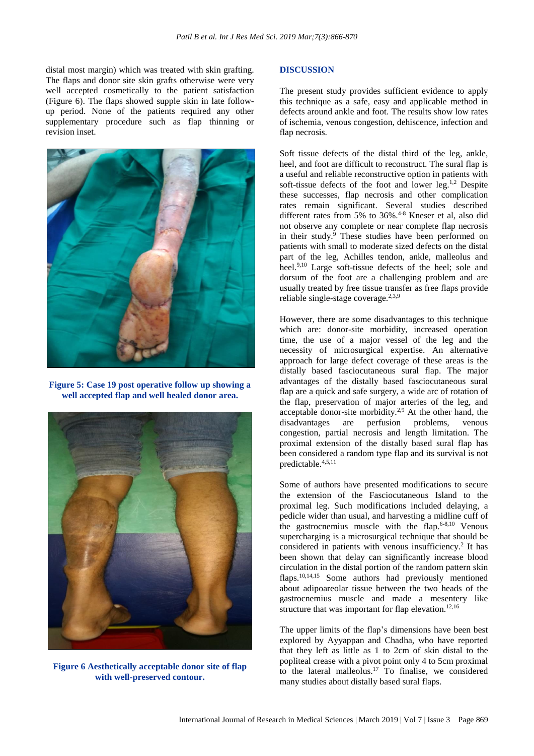distal most margin) which was treated with skin grafting. The flaps and donor site skin grafts otherwise were very well accepted cosmetically to the patient satisfaction (Figure 6). The flaps showed supple skin in late follow-up period. None of the patients required any other supplementary procedure such as flap thinning or revision inset.

**Figure 5: Case 19 post operative follow up showing a well accepted flap and well healed donor area.**

**Figure 6 Aesthetically acceptable donor site of flap with well-preserved contour.**

## DISCUSSION

The present study provides sufficient evidence to apply this technique as a safe, easy and applicable method in defects around ankle and foot. The results show low rates of ischemia, venous congestion, dehiscence, infection and flap necrosis.

Soft tissue defects of the distal third of the leg, ankle, heel, and foot are difficult to reconstruct. The sural flap is a useful and reliable reconstructive option in patients with soft-tissue defects of the foot and lower leg.[1,2] Despite these successes, flap necrosis and other complication rates remain significant. Several studies described different rates from 5% to 36%.[4-8] Kneser et al, also did not observe any complete or near complete flap necrosis in their study.[9] These studies have been performed on patients with small to moderate sized defects on the distal part of the leg, Achilles tendon, ankle, malleolus and heel.[9,10] Large soft-tissue defects of the heel; sole and dorsum of the foot are a challenging problem and are usually treated by free tissue transfer as free flaps provide reliable single-stage coverage.[2,3,9]

However, there are some disadvantages to this technique which are: donor-site morbidity, increased operation time, the use of a major vessel of the leg and the necessity of microsurgical expertise. An alternative approach for large defect coverage of these areas is the distally based fasciocutaneous sural flap. The major advantages of the distally based fasciocutaneous sural flap are a quick and safe surgery, a wide arc of rotation of the flap, preservation of major arteries of the leg, and acceptable donor-site morbidity.[2,9] At the other hand, the disadvantages are perfusion problems, venous congestion, partial necrosis and length limitation. The proximal extension of the distally based sural flap has been considered a random type flap and its survival is not predictable.[4,5,11]

Some of authors have presented modifications to secure the extension of the Fasciocutaneous Island to the proximal leg. Such modifications included delaying, a pedicle wider than usual, and harvesting a midline cuff of the gastrocnemius muscle with the flap.[6-8,10] Venous supercharging is a microsurgical technique that should be considered in patients with venous insufficiency.[2] It has been shown that delay can significantly increase blood circulation in the distal portion of the random pattern skin flaps.[10,14,15] Some authors had previously mentioned about adipoareolar tissue between the two heads of the gastrocnemius muscle and made a mesentery like structure that was important for flap elevation.[12,16]

The upper limits of the flap's dimensions have been best explored by Ayyappan and Chadha, who have reported that they left as little as 1 to 2cm of skin distal to the popliteal crease with a pivot point only 4 to 5cm proximal to the lateral malleolus.[17] To finalise, we considered many studies about distally based sural flaps.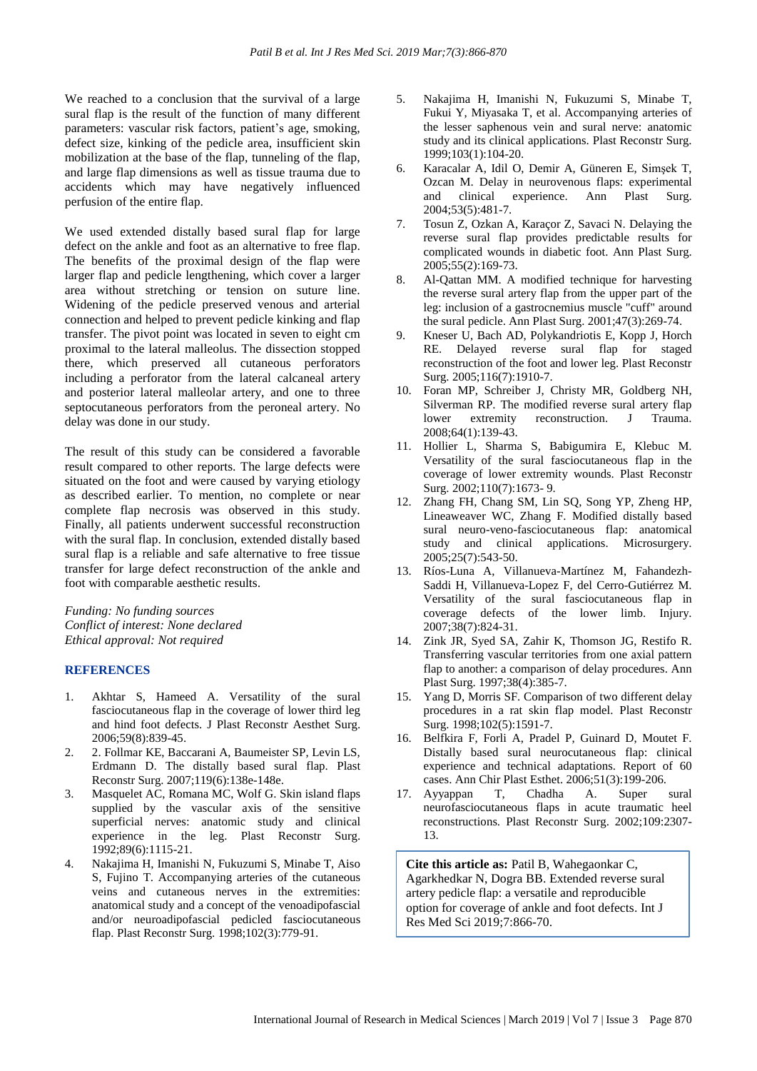We reached to a conclusion that the survival of a large sural flap is the result of the function of many different parameters: vascular risk factors, patient's age, smoking, defect size, kinking of the pedicle area, insufficient skin mobilization at the base of the flap, tunneling of the flap, and large flap dimensions as well as tissue trauma due to accidents which may have negatively influenced perfusion of the entire flap.

We used extended distally based sural flap for large defect on the ankle and foot as an alternative to free flap. The benefits of the proximal design of the flap were larger flap and pedicle lengthening, which cover a larger area without stretching or tension on suture line. Widening of the pedicle preserved venous and arterial connection and helped to prevent pedicle kinking and flap transfer. The pivot point was located in seven to eight cm proximal to the lateral malleolus. The dissection stopped there, which preserved all cutaneous perforators including a perforator from the lateral calcaneal artery and posterior lateral malleolar artery, and one to three septocutaneous perforators from the peroneal artery. No delay was done in our study.

The result of this study can be considered a favorable result compared to other reports. The large defects were situated on the foot and were caused by varying etiology as described earlier. To mention, no complete or near complete flap necrosis was observed in this study. Finally, all patients underwent successful reconstruction with the sural flap. In conclusion, extended distally based sural flap is a reliable and safe alternative to free tissue transfer for large defect reconstruction of the ankle and foot with comparable aesthetic results.

*Funding: No funding sources*
*Conflict of interest: None declared*
*Ethical approval: Not required*

## REFERENCES

1. Akhtar S, Hameed A. Versatility of the sural fasciocutaneous flap in the coverage of lower third leg and hind foot defects. J Plast Reconstr Aesthet Surg. 2006;59(8):839-45.
2. 2. Follmar KE, Baccarani A, Baumeister SP, Levin LS, Erdmann D. The distally based sural flap. Plast Reconstr Surg. 2007;119(6):138e-148e.
3. Masquelet AC, Romana MC, Wolf G. Skin island flaps supplied by the vascular axis of the sensitive superficial nerves: anatomic study and clinical experience in the leg. Plast Reconstr Surg. 1992;89(6):1115-21.
4. Nakajima H, Imanishi N, Fukuzumi S, Minabe T, Aiso S, Fujino T. Accompanying arteries of the cutaneous veins and cutaneous nerves in the extremities: anatomical study and a concept of the venoadipofascial and/or neuroadipofascial pedicled fasciocutaneous flap. Plast Reconstr Surg. 1998;102(3):779-91.
5. Nakajima H, Imanishi N, Fukuzumi S, Minabe T, Fukui Y, Miyasaka T, et al. Accompanying arteries of the lesser saphenous vein and sural nerve: anatomic study and its clinical applications. Plast Reconstr Surg. 1999;103(1):104-20.
6. Karacalar A, Idil O, Demir A, Güneren E, Simşek T, Ozcan M. Delay in neurovenous flaps: experimental and clinical experience. Ann Plast Surg. 2004;53(5):481-7.
7. Tosun Z, Ozkan A, Karaçor Z, Savaci N. Delaying the reverse sural flap provides predictable results for complicated wounds in diabetic foot. Ann Plast Surg. 2005;55(2):169-73.
8. Al-Qattan MM. A modified technique for harvesting the reverse sural artery flap from the upper part of the leg: inclusion of a gastrocnemius muscle "cuff" around the sural pedicle. Ann Plast Surg. 2001;47(3):269-74.
9. Kneser U, Bach AD, Polykandriotis E, Kopp J, Horch RE. Delayed reverse sural flap for staged reconstruction of the foot and lower leg. Plast Reconstr Surg. 2005;116(7):1910-7.
10. Foran MP, Schreiber J, Christy MR, Goldberg NH, Silverman RP. The modified reverse sural artery flap lower extremity reconstruction. J Trauma. 2008;64(1):139-43.
11. Hollier L, Sharma S, Babigumira E, Klebuc M. Versatility of the sural fasciocutaneous flap in the coverage of lower extremity wounds. Plast Reconstr Surg. 2002;110(7):1673- 9.
12. Zhang FH, Chang SM, Lin SQ, Song YP, Zheng HP, Lineaweaver WC, Zhang F. Modified distally based sural neuro-veno-fasciocutaneous flap: anatomical study and clinical applications. Microsurgery. 2005;25(7):543-50.
13. Ríos-Luna A, Villanueva-Martínez M, Fahandezh-Saddi H, Villanueva-Lopez F, del Cerro-Gutiérrez M. Versatility of the sural fasciocutaneous flap in coverage defects of the lower limb. Injury. 2007;38(7):824-31.
14. Zink JR, Syed SA, Zahir K, Thomson JG, Restifo R. Transferring vascular territories from one axial pattern flap to another: a comparison of delay procedures. Ann Plast Surg. 1997;38(4):385-7.
15. Yang D, Morris SF. Comparison of two different delay procedures in a rat skin flap model. Plast Reconstr Surg. 1998;102(5):1591-7.
16. Belfkira F, Forli A, Pradel P, Guinard D, Moutet F. Distally based sural neurocutaneous flap: clinical experience and technical adaptations. Report of 60 cases. Ann Chir Plast Esthet. 2006;51(3):199-206.
17. Ayyappan T, Chadha A. Super sural neurofasciocutaneous flaps in acute traumatic heel reconstructions. Plast Reconstr Surg. 2002;109:2307-13.

**Cite this article as:** Patil B, Wahegaonkar C, Agarkhedkar N, Dogra BB. Extended reverse sural artery pedicle flap: a versatile and reproducible option for coverage of ankle and foot defects. Int J Res Med Sci 2019;7:866-70.